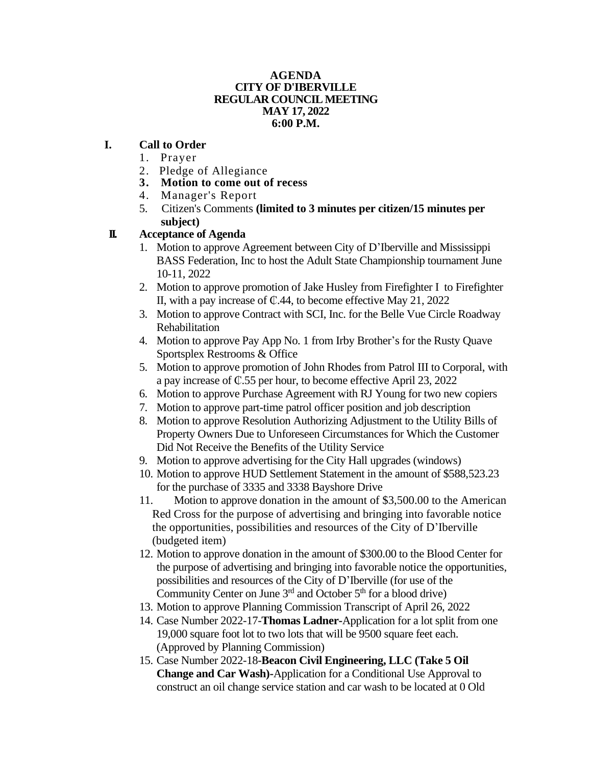**AGENDA**
**CITY OF D'IBERVILLE**
**REGULAR COUNCIL MEETING**
**MAY 17, 2022**
**6:00 P.M.**

**I. Call to Order**

1. Prayer
2. Pledge of Allegiance
3. **Motion to come out of recess**
4. Manager's Report
5. Citizen's Comments **(limited to 3 minutes per citizen/15 minutes per subject)**

**II. Acceptance of Agenda**

1. Motion to approve Agreement between City of D'Iberville and Mississippi BASS Federation, Inc to host the Adult State Championship tournament June 10-11, 2022
2. Motion to approve promotion of Jake Husley from Firefighter I to Firefighter II, with a pay increase of ₵.44, to become effective May 21, 2022
3. Motion to approve Contract with SCI, Inc. for the Belle Vue Circle Roadway Rehabilitation
4. Motion to approve Pay App No. 1 from Irby Brother's for the Rusty Quave Sportsplex Restrooms & Office
5. Motion to approve promotion of John Rhodes from Patrol III to Corporal, with a pay increase of ₵.55 per hour, to become effective April 23, 2022
6. Motion to approve Purchase Agreement with RJ Young for two new copiers
7. Motion to approve part-time patrol officer position and job description
8. Motion to approve Resolution Authorizing Adjustment to the Utility Bills of Property Owners Due to Unforeseen Circumstances for Which the Customer Did Not Receive the Benefits of the Utility Service
9. Motion to approve advertising for the City Hall upgrades (windows)
10. Motion to approve HUD Settlement Statement in the amount of $588,523.23 for the purchase of 3335 and 3338 Bayshore Drive
11. Motion to approve donation in the amount of $3,500.00 to the American Red Cross for the purpose of advertising and bringing into favorable notice the opportunities, possibilities and resources of the City of D'Iberville (budgeted item)
12. Motion to approve donation in the amount of $300.00 to the Blood Center for the purpose of advertising and bringing into favorable notice the opportunities, possibilities and resources of the City of D'Iberville (for use of the Community Center on June 3rd and October 5th for a blood drive)
13. Motion to approve Planning Commission Transcript of April 26, 2022
14. Case Number 2022-17-**Thomas Ladner**-Application for a lot split from one 19,000 square foot lot to two lots that will be 9500 square feet each. (Approved by Planning Commission)
15. Case Number 2022-18-**Beacon Civil Engineering, LLC (Take 5 Oil Change and Car Wash)**-Application for a Conditional Use Approval to construct an oil change service station and car wash to be located at 0 Old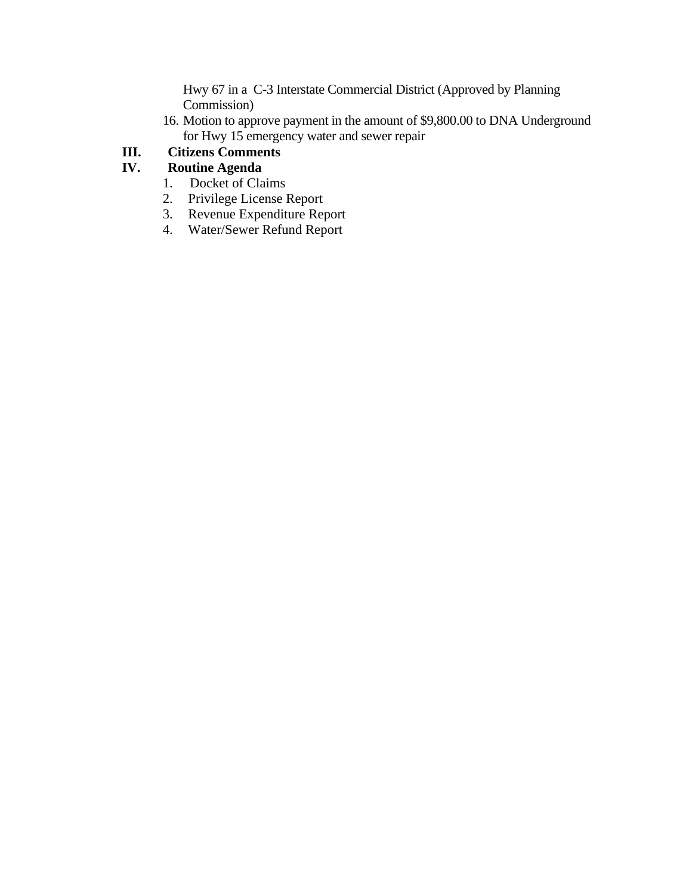Hwy 67 in a C-3 Interstate Commercial District (Approved by Planning Commission)

16. Motion to approve payment in the amount of $9,800.00 to DNA Underground for Hwy 15 emergency water and sewer repair

**III. Citizens Comments**

**IV. Routine Agenda**

1. Docket of Claims
2. Privilege License Report
3. Revenue Expenditure Report
4. Water/Sewer Refund Report